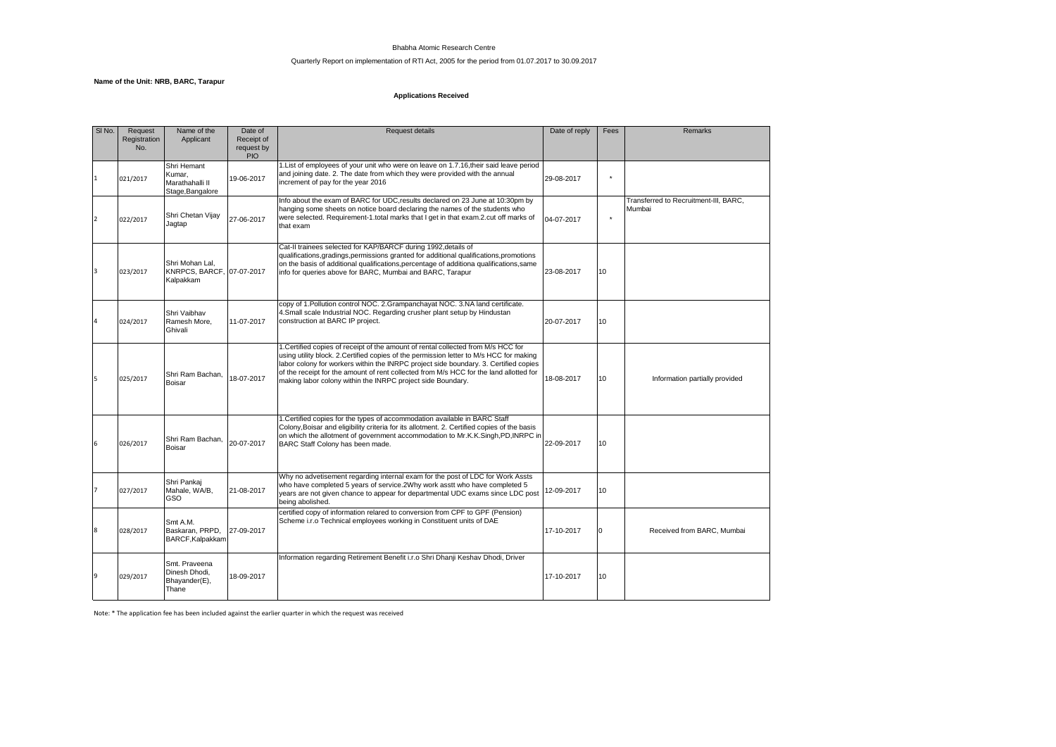Bhabha Atomic Research Centre

Quarterly Report on implementation of RTI Act, 2005 for the period from 01.07.2017 to 30.09.2017

**Name of the Unit: NRB, BARC, Tarapur**

**Applications Received**

| Sl No. | Request Registration No. | Name of the Applicant | Date of Receipt of request by PIO | Request details | Date of reply | Fees | Remarks |
|---|---|---|---|---|---|---|---|
| 1 | 021/2017 | Shri Hemant Kumar, Marathahalli II Stage,Bangalore | 19-06-2017 | 1.List of employees of your unit who were on leave on 1.7.16,their said leave period and joining date. 2. The date from which they were provided with the annual increment of pay for the year 2016 | 29-08-2017 | * | |
| 2 | 022/2017 | Shri Chetan Vijay Jagtap | 27-06-2017 | Info about the exam of BARC for UDC,results declared on 23 June at 10:30pm by hanging some sheets on notice board declaring the names of the students who were selected. Requirement-1.total marks that I get in that exam.2.cut off marks of that exam | 04-07-2017 | * | Transferred to Recruitment-III, BARC, Mumbai |
| 3 | 023/2017 | Shri Mohan Lal, KNRPCS, BARCF, Kalpakkam | 07-07-2017 | Cat-II trainees selected for KAP/BARCF during 1992,details of qualifications,gradings,permissions granted for additional qualifications,promotions on the basis of additional qualifications,percentage of additiona qualifications,same info for queries above for BARC, Mumbai and BARC, Tarapur | 23-08-2017 | 10 | |
| 4 | 024/2017 | Shri Vaibhav Ramesh More, Ghivali | 11-07-2017 | copy of 1.Pollution control NOC. 2.Grampanchayat NOC. 3.NA land certificate. 4.Small scale Industrial NOC. Regarding crusher plant setup by Hindustan construction at BARC IP project. | 20-07-2017 | 10 | |
| 5 | 025/2017 | Shri Ram Bachan, Boisar | 18-07-2017 | 1.Certified copies of receipt of the amount of rental collected from M/s HCC for using utility block. 2.Certified copies of the permission letter to M/s HCC for making labor colony for workers within the INRPC project side boundary. 3. Certified copies of the receipt for the amount of rent collected from M/s HCC for the land allotted for making labor colony within the INRPC project side Boundary. | 18-08-2017 | 10 | Information partially provided |
| 6 | 026/2017 | Shri Ram Bachan, Boisar | 20-07-2017 | 1.Certified copies for the types of accommodation available in BARC Staff Colony,Boisar and eligibility criteria for its allotment. 2. Certified copies of the basis on which the allotment of government accommodation to Mr.K.K.Singh,PD,INRPC in BARC Staff Colony has been made. | 22-09-2017 | 10 | |
| 7 | 027/2017 | Shri Pankaj Mahale, WA/B, GSO | 21-08-2017 | Why no advetisement regarding internal exam for the post of LDC for Work Assts who have completed 5 years of service.2Why work asstt who have completed 5 years are not given chance to appear for departmental UDC exams since LDC post being abolished. | 12-09-2017 | 10 | |
| 8 | 028/2017 | Smt A.M. Baskaran, PRPD, BARCF,Kalpakkam | 27-09-2017 | certified copy of information relared to conversion from CPF to GPF (Pension) Scheme i.r.o Technical employees working in Constituent units of DAE | 17-10-2017 | 0 | Received from BARC, Mumbai |
| 9 | 029/2017 | Smt. Praveena Dinesh Dhodi, Bhayander(E), Thane | 18-09-2017 | Information regarding Retirement Benefit i.r.o Shri Dhanji Keshav Dhodi, Driver | 17-10-2017 | 10 | |

Note: * The application fee has been included against the earlier quarter in which the request was received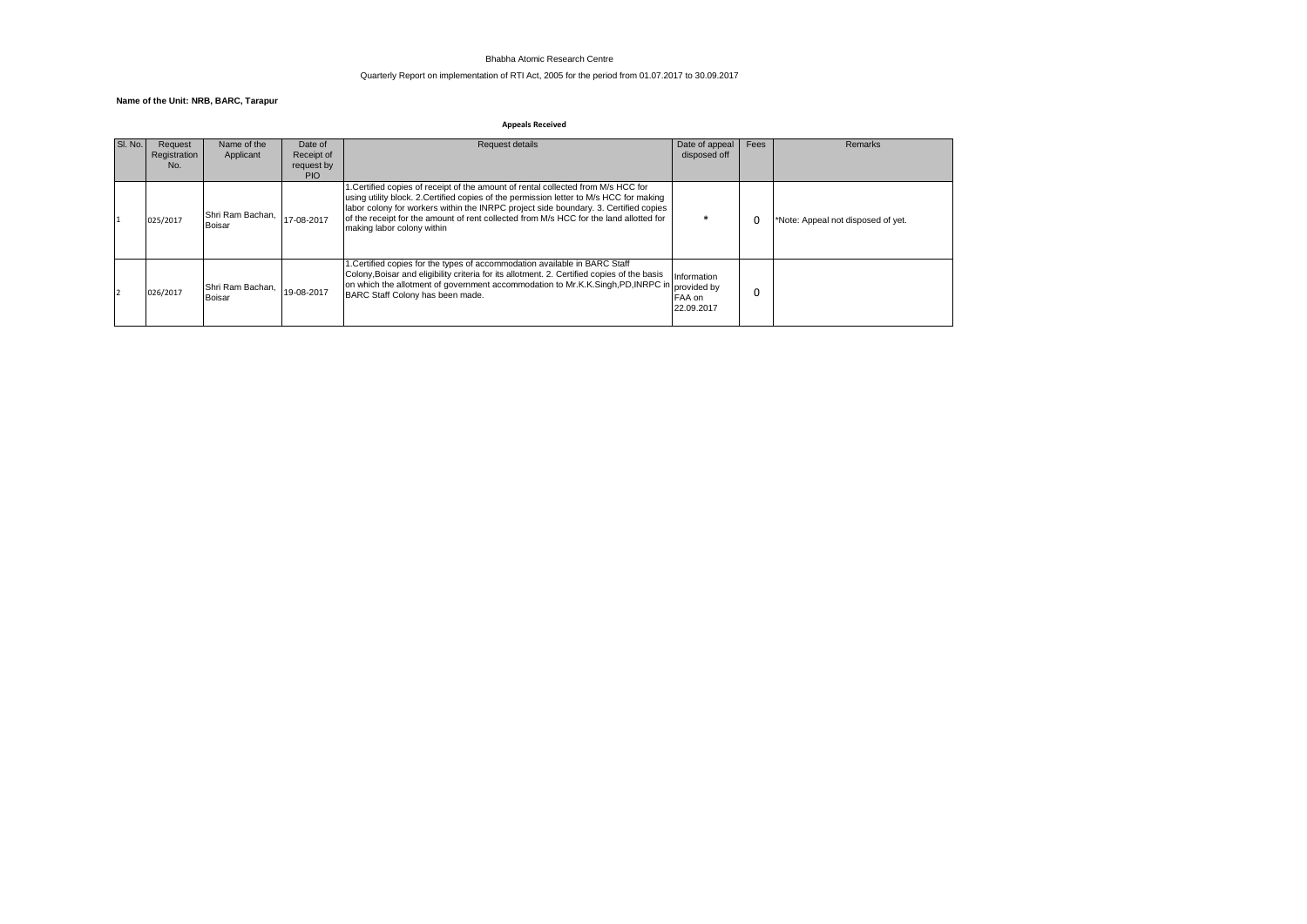Bhabha Atomic Research Centre

Quarterly Report on implementation of RTI Act, 2005 for the period from 01.07.2017 to 30.09.2017

**Name of the Unit: NRB, BARC, Tarapur**

**Appeals Received**

| Sl. No. | Request Registration No. | Name of the Applicant | Date of Receipt of request by PIO | Request details | Date of appeal disposed off | Fees | Remarks |
|---|---|---|---|---|---|---|---|
| 1 | 025/2017 | Shri Ram Bachan, Boisar | 17-08-2017 | 1.Certified copies of receipt of the amount of rental collected from M/s HCC for using utility block. 2.Certified copies of the permission letter to M/s HCC for making labor colony for workers within the INRPC project side boundary. 3. Certified copies of the receipt for the amount of rent collected from M/s HCC for the land allotted for making labor colony within | * | 0 | *Note: Appeal not disposed of yet. |
| 2 | 026/2017 | Shri Ram Bachan, Boisar | 19-08-2017 | 1.Certified copies for the types of accommodation available in BARC Staff Colony,Boisar and eligibility criteria for its allotment. 2. Certified copies of the basis on which the allotment of government accommodation to Mr.K.K.Singh,PD,INRPC in BARC Staff Colony has been made. | Information provided by FAA on 22.09.2017 | 0 | |